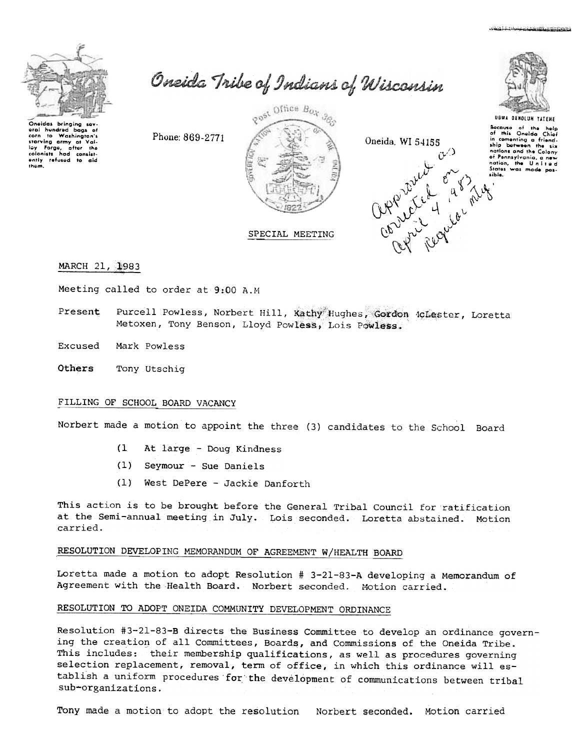# Oneida Tribe of Indians of Wisconsin

Oneidas bringing several hundred bags of corn to Washington's starving army at Valley Forge, after the colonists had consistently refused to aid them.

Phone: 869-2771

Post Office Box 365

Oneida, WI 54155

UGWA DEHOLUH YATEHE

Because of the help of this Oneida Chief in cementing a friendship between the six nations and the Colony of Pennsylvania, a new nation, the United States was made possible.

approved as corrected on April 4, 1983 Regular mtg.

SPECIAL MEETING

MARCH 21, 1983

Meeting called to order at 9:00 A.M

Present Purcell Powless, Norbert Hill, Kathy Hughes, Gordon McLester, Loretta Metoxen, Tony Benson, Lloyd Powless, Lois Powless.

Excused Mark Powless

**Others** Tony Utschig

## FILLING OF SCHOOL BOARD VACANCY

Norbert made a motion to appoint the three (3) candidates to the School Board

- (1 At large - Doug Kindness
- (1) Seymour - Sue Daniels
- (1) West DePere - Jackie Danforth

This action is to be brought before the General Tribal Council for ratification at the Semi-annual meeting in July. Lois seconded. Loretta abstained. Motion carried.

## RESOLUTION DEVELOPING MEMORANDUM OF AGREEMENT W/HEALTH BOARD

Loretta made a motion to adopt Resolution # 3-21-83-A developing a Memorandum of Agreement with the Health Board. Norbert seconded. Motion carried.

## RESOLUTION TO ADOPT ONEIDA COMMUNITY DEVELOPMENT ORDINANCE

Resolution #3-21-83-B directs the Business Committee to develop an ordinance governing the creation of all Committees, Boards, and Commissions of the Oneida Tribe. This includes: their membership qualifications, as well as procedures governing selection replacement, removal, term of office, in which this ordinance will establish a uniform procedures for the development of communications between tribal sub-organizations.

Tony made a motion to adopt the resolution Norbert seconded. Motion carried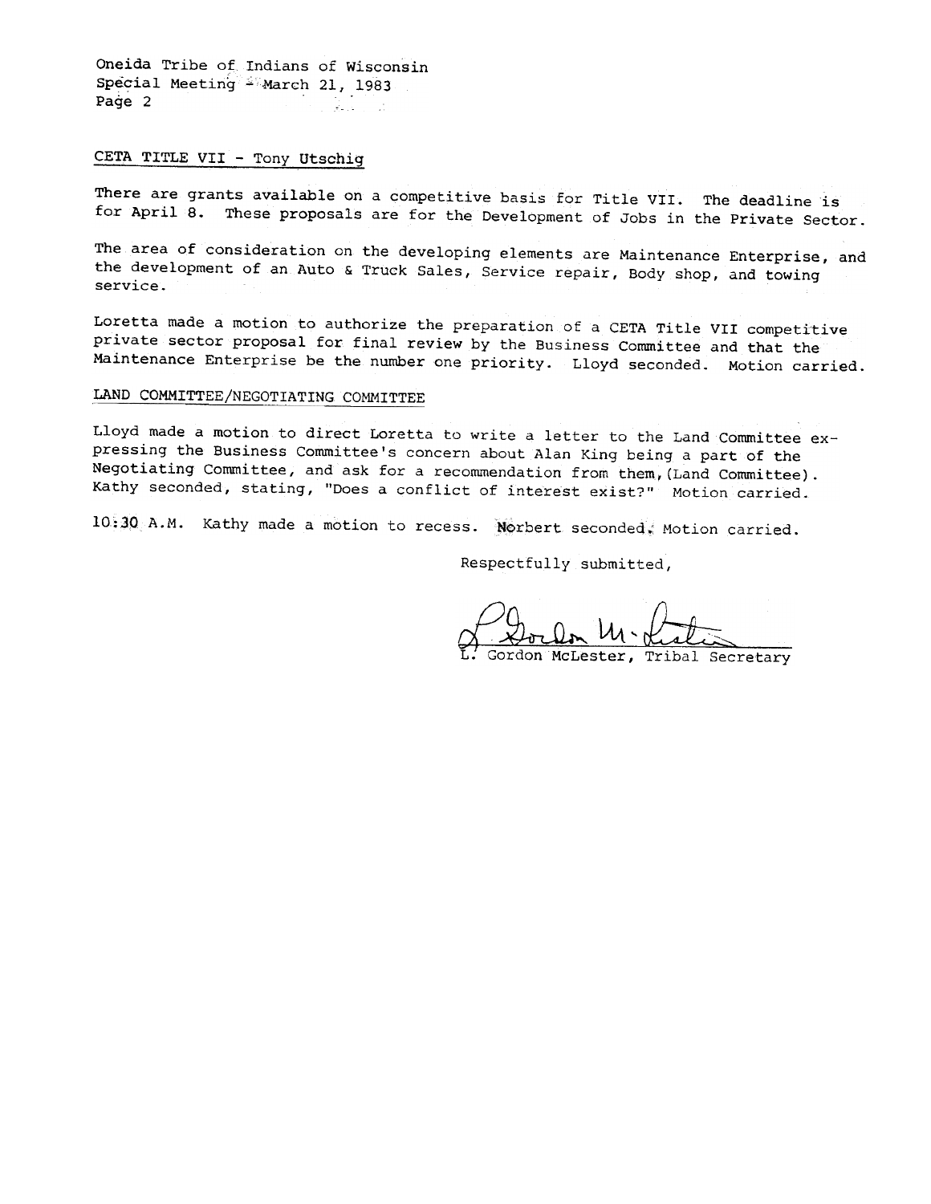## CETA TITLE VII - Tony Utschig

There are grants available on a competitive basis for Title VII. The deadline is for April 8. These proposals are for the Development of Jobs in the Private Sector.

The area of consideration on the developing elements are Maintenance Enterprise, and the development of an Auto & Truck Sales, Service repair, Body shop, and towing service.

Loretta made a motion to authorize the preparation of a CETA Title VII competitive private sector proposal for final review by the Business Committee and that the Maintenance Enterprise be the number one priority. Lloyd seconded. Motion carried.

## LAND COMMITTEE/NEGOTIATING COMMITTEE

Lloyd made a motion to direct Loretta to write a letter to the Land Committee expressing the Business Committee's concern about Alan King being a part of the Negotiating Committee, and ask for a recommendation from them,(Land Committee). Kathy seconded, stating, "Does a conflict of interest exist?" Motion carried.

10:30 A.M. Kathy made a motion to recess. Norbert seconded. Motion carried.

Respectfully submitted,

L. Gordon McLester, Tribal Secretary